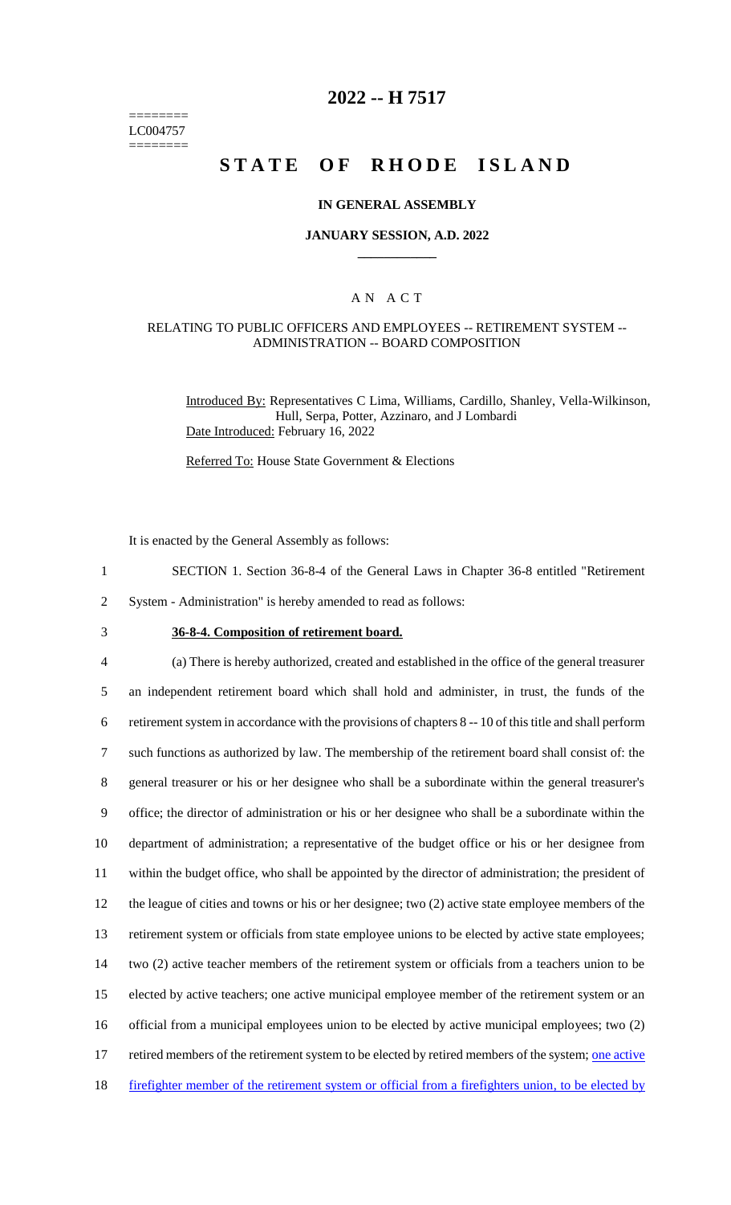========
LC004757
========

# 2022 -- H 7517

# STATE OF RHODE ISLAND

## IN GENERAL ASSEMBLY

### JANUARY SESSION, A.D. 2022

## A N A C T

### RELATING TO PUBLIC OFFICERS AND EMPLOYEES -- RETIREMENT SYSTEM -- ADMINISTRATION -- BOARD COMPOSITION

Introduced By: Representatives C Lima, Williams, Cardillo, Shanley, Vella-Wilkinson, Hull, Serpa, Potter, Azzinaro, and J Lombardi

Date Introduced: February 16, 2022

Referred To: House State Government & Elections

It is enacted by the General Assembly as follows:

1 SECTION 1. Section 36-8-4 of the General Laws in Chapter 36-8 entitled "Retirement
2 System - Administration" is hereby amended to read as follows:

3 **36-8-4. Composition of retirement board.**

4 (a) There is hereby authorized, created and established in the office of the general treasurer
5 an independent retirement board which shall hold and administer, in trust, the funds of the
6 retirement system in accordance with the provisions of chapters 8 -- 10 of this title and shall perform
7 such functions as authorized by law. The membership of the retirement board shall consist of: the
8 general treasurer or his or her designee who shall be a subordinate within the general treasurer's
9 office; the director of administration or his or her designee who shall be a subordinate within the
10 department of administration; a representative of the budget office or his or her designee from
11 within the budget office, who shall be appointed by the director of administration; the president of
12 the league of cities and towns or his or her designee; two (2) active state employee members of the
13 retirement system or officials from state employee unions to be elected by active state employees;
14 two (2) active teacher members of the retirement system or officials from a teachers union to be
15 elected by active teachers; one active municipal employee member of the retirement system or an
16 official from a municipal employees union to be elected by active municipal employees; two (2)
17 retired members of the retirement system to be elected by retired members of the system; one active
18 firefighter member of the retirement system or official from a firefighters union, to be elected by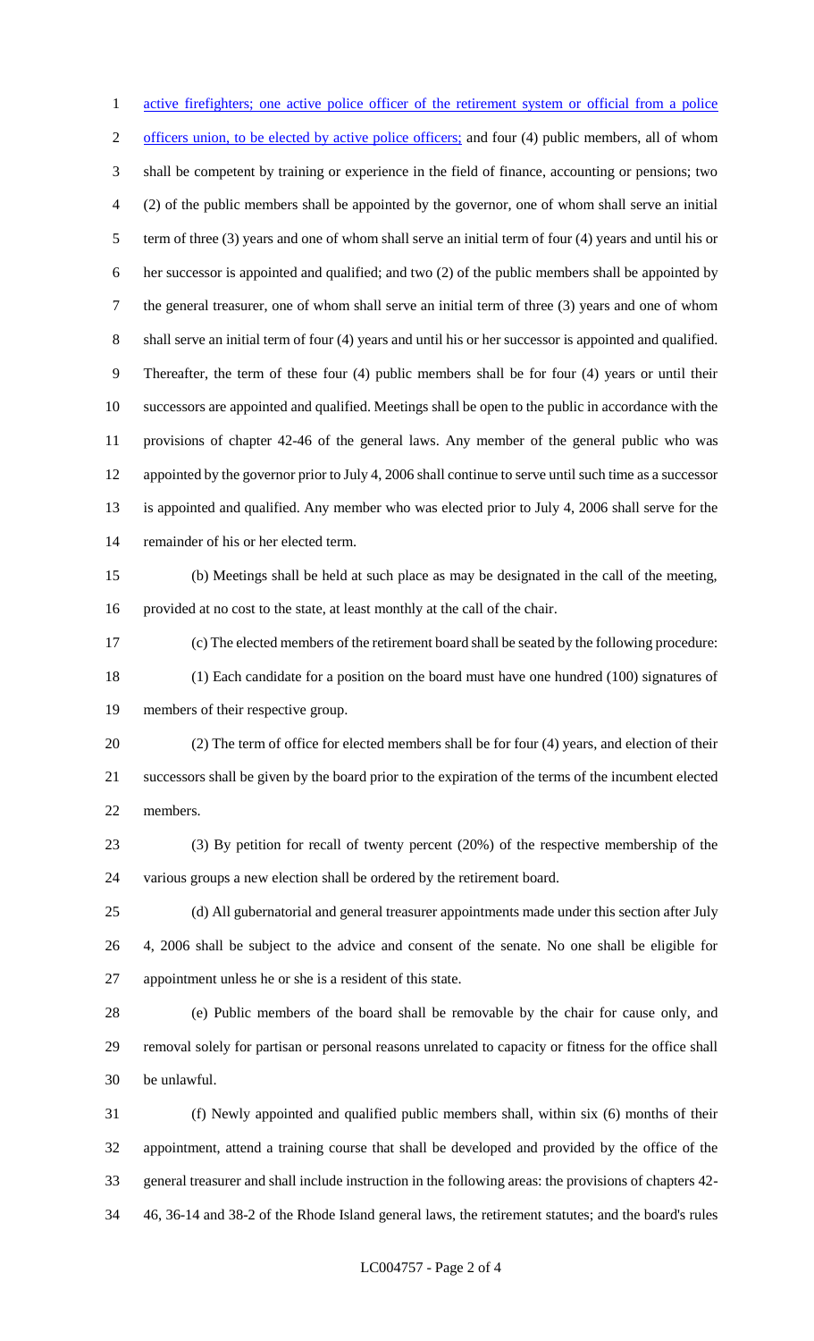active firefighters; one active police officer of the retirement system or official from a police officers union, to be elected by active police officers; and four (4) public members, all of whom shall be competent by training or experience in the field of finance, accounting or pensions; two (2) of the public members shall be appointed by the governor, one of whom shall serve an initial term of three (3) years and one of whom shall serve an initial term of four (4) years and until his or her successor is appointed and qualified; and two (2) of the public members shall be appointed by the general treasurer, one of whom shall serve an initial term of three (3) years and one of whom shall serve an initial term of four (4) years and until his or her successor is appointed and qualified. Thereafter, the term of these four (4) public members shall be for four (4) years or until their successors are appointed and qualified. Meetings shall be open to the public in accordance with the provisions of chapter 42-46 of the general laws. Any member of the general public who was appointed by the governor prior to July 4, 2006 shall continue to serve until such time as a successor is appointed and qualified. Any member who was elected prior to July 4, 2006 shall serve for the remainder of his or her elected term.

(b) Meetings shall be held at such place as may be designated in the call of the meeting, provided at no cost to the state, at least monthly at the call of the chair.

(c) The elected members of the retirement board shall be seated by the following procedure:

(1) Each candidate for a position on the board must have one hundred (100) signatures of members of their respective group.

(2) The term of office for elected members shall be for four (4) years, and election of their successors shall be given by the board prior to the expiration of the terms of the incumbent elected members.

(3) By petition for recall of twenty percent (20%) of the respective membership of the various groups a new election shall be ordered by the retirement board.

(d) All gubernatorial and general treasurer appointments made under this section after July 4, 2006 shall be subject to the advice and consent of the senate. No one shall be eligible for appointment unless he or she is a resident of this state.

(e) Public members of the board shall be removable by the chair for cause only, and removal solely for partisan or personal reasons unrelated to capacity or fitness for the office shall be unlawful.

(f) Newly appointed and qualified public members shall, within six (6) months of their appointment, attend a training course that shall be developed and provided by the office of the general treasurer and shall include instruction in the following areas: the provisions of chapters 42-46, 36-14 and 38-2 of the Rhode Island general laws, the retirement statutes; and the board's rules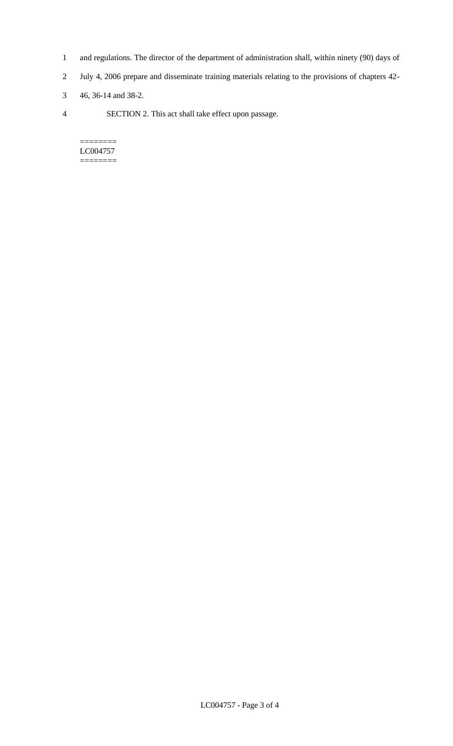and regulations. The director of the department of administration shall, within ninety (90) days of July 4, 2006 prepare and disseminate training materials relating to the provisions of chapters 42-46, 36-14 and 38-2.

SECTION 2. This act shall take effect upon passage.

========
LC004757
========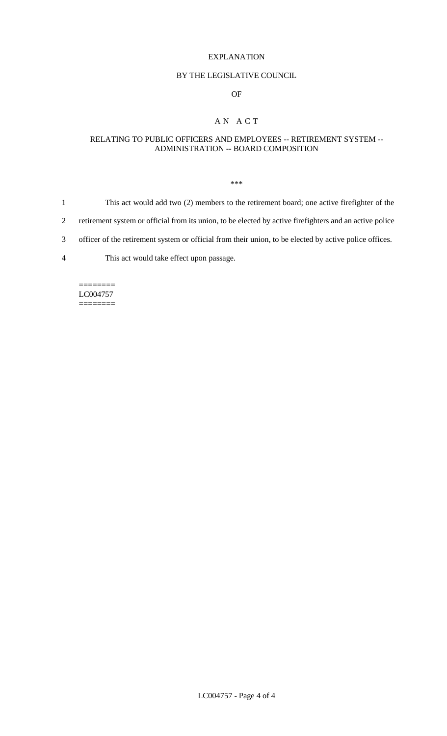EXPLANATION

BY THE LEGISLATIVE COUNCIL

OF

A N A C T

RELATING TO PUBLIC OFFICERS AND EMPLOYEES -- RETIREMENT SYSTEM -- ADMINISTRATION -- BOARD COMPOSITION

\*\*\*

This act would add two (2) members to the retirement board; one active firefighter of the retirement system or official from its union, to be elected by active firefighters and an active police officer of the retirement system or official from their union, to be elected by active police offices.

This act would take effect upon passage.

========
LC004757
========